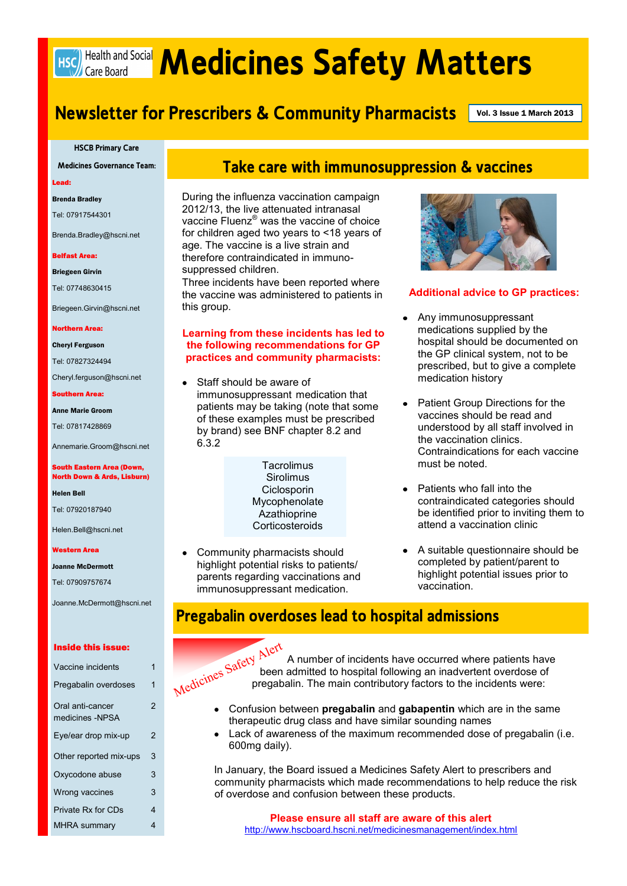# Medicines Safety Matters

## Newsletter for Prescribers & Community Pharmacists

Vol. 3 Issue 1 March 2013

**HSCB Primary Care Medicines Governance Team:**

**Lead:**

**Brenda Bradley**

Tel: 07917544301

Brenda.Bradley@hscni.net

**Belfast Area:**

**Briegeen Girvin**

Tel: 07748630415

Briegeen.Girvin@hscni.net

**Northern Area:**

**Cheryl Ferguson**

Tel: 07827324494

Cheryl.ferguson@hscni.net

**Southern Area:**

**Anne Marie Groom**

Tel: 07817428869

Annemarie.Groom@hscni.net

**South Eastern Area (Down, North Down & Ards, Lisburn)**

**Helen Bell**

Tel: 07920187940

Helen.Bell@hscni.net

**Western Area**

**Joanne McDermott**

Tel: 07909757674

Joanne.McDermott@hscni.net

**Inside this issue:**

| | |
|---|---|
| Vaccine incidents | 1 |
| Pregabalin overdoses | 1 |
| Oral anti-cancer medicines -NPSA | 2 |
| Eye/ear drop mix-up | 2 |
| Other reported mix-ups | 3 |
| Oxycodone abuse | 3 |
| Wrong vaccines | 3 |
| Private Rx for CDs | 4 |
| MHRA summary | 4 |

## Take care with immunosuppression & vaccines

During the influenza vaccination campaign 2012/13, the live attenuated intranasal vaccine Fluenz® was the vaccine of choice for children aged two years to <18 years of age. The vaccine is a live strain and therefore contraindicated in immuno-suppressed children.

Three incidents have been reported where the vaccine was administered to patients in this group.

**Learning from these incidents has led to the following recommendations for GP practices and community pharmacists:**

- Staff should be aware of immunosuppressant medication that patients may be taking (note that some of these examples must be prescribed by brand) see BNF chapter 8.2 and 6.3.2

  Tacrolimus
  Sirolimus
  Ciclosporin
  Mycophenolate
  Azathioprine
  Corticosteroids

- Community pharmacists should highlight potential risks to patients/ parents regarding vaccinations and immunosuppressant medication.

**Additional advice to GP practices:**

- Any immunosuppressant medications supplied by the hospital should be documented on the GP clinical system, not to be prescribed, but to give a complete medication history
- Patient Group Directions for the vaccines should be read and understood by all staff involved in the vaccination clinics. Contraindications for each vaccine must be noted.
- Patients who fall into the contraindicated categories should be identified prior to inviting them to attend a vaccination clinic
- A suitable questionnaire should be completed by patient/parent to highlight potential issues prior to vaccination.

## Pregabalin overdoses lead to hospital admissions

*Medicines Safety Alert*

A number of incidents have occurred where patients have been admitted to hospital following an inadvertent overdose of pregabalin. The main contributory factors to the incidents were:

- Confusion between **pregabalin** and **gabapentin** which are in the same therapeutic drug class and have similar sounding names
- Lack of awareness of the maximum recommended dose of pregabalin (i.e. 600mg daily).

In January, the Board issued a Medicines Safety Alert to prescribers and community pharmacists which made recommendations to help reduce the risk of overdose and confusion between these products.

**Please ensure all staff are aware of this alert**

http://www.hscboard.hscni.net/medicinesmanagement/index.html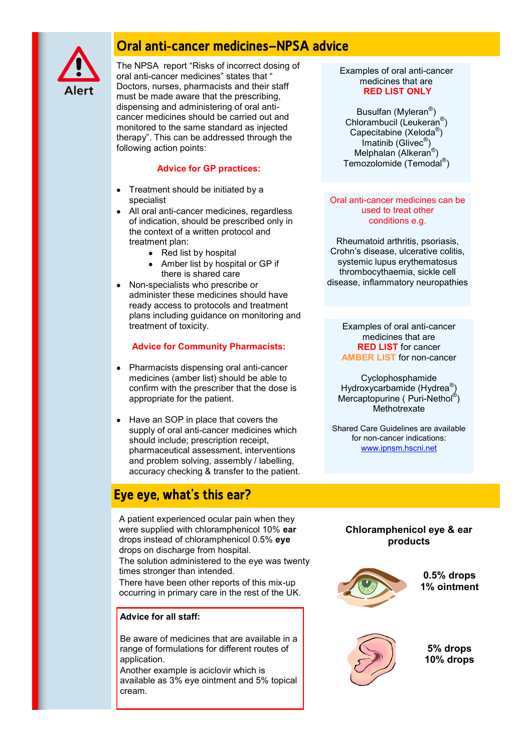Alert

## Oral anti-cancer medicines–NPSA advice

The NPSA report "Risks of incorrect dosing of oral anti-cancer medicines" states that " Doctors, nurses, pharmacists and their staff must be made aware that the prescribing, dispensing and administering of oral anti-cancer medicines should be carried out and monitored to the same standard as injected therapy". This can be addressed through the following action points:

**Advice for GP practices:**

- Treatment should be initiated by a specialist
- All oral anti-cancer medicines, regardless of indication, should be prescribed only in the context of a written protocol and treatment plan:
    - Red list by hospital
    - Amber list by hospital or GP if there is shared care
- Non-specialists who prescribe or administer these medicines should have ready access to protocols and treatment plans including guidance on monitoring and treatment of toxicity.

**Advice for Community Pharmacists:**

- Pharmacists dispensing oral anti-cancer medicines (amber list) should be able to confirm with the prescriber that the dose is appropriate for the patient.
- Have an SOP in place that covers the supply of oral anti-cancer medicines which should include; prescription receipt, pharmaceutical assessment, interventions and problem solving, assembly / labelling, accuracy checking & transfer to the patient.

Examples of oral anti-cancer medicines that are
**RED LIST ONLY**

Busulfan (Myleran®)
Chlorambucil (Leukeran®)
Capecitabine (Xeloda®)
Imatinib (Glivec®)
Melphalan (Alkeran®)
Temozolomide (Temodal®)

Oral anti-cancer medicines can be used to treat other conditions e.g.

Rheumatoid arthritis, psoriasis, Crohn's disease, ulcerative colitis, systemic lupus erythematosus thrombocythaemia, sickle cell disease, inflammatory neuropathies

Examples of oral anti-cancer medicines that are
**RED LIST** for cancer
**AMBER LIST** for non-cancer

Cyclophosphamide
Hydroxycarbamide (Hydrea®)
Mercaptopurine ( Puri-Nethol®)
Methotrexate

Shared Care Guidelines are available for non-cancer indications:
www.ipnsm.hscni.net

## Eye eye, what's this ear?

A patient experienced ocular pain when they were supplied with chloramphenicol 10% **ear** drops instead of chloramphenicol 0.5% **eye** drops on discharge from hospital.
The solution administered to the eye was twenty times stronger than intended.
There have been other reports of this mix-up occurring in primary care in the rest of the UK.

**Advice for all staff:**

Be aware of medicines that are available in a range of formulations for different routes of application.
Another example is aciclovir which is available as 3% eye ointment and 5% topical cream.

**Chloramphenicol eye & ear products**

**0.5% drops**
**1% ointment**

**5% drops**
**10% drops**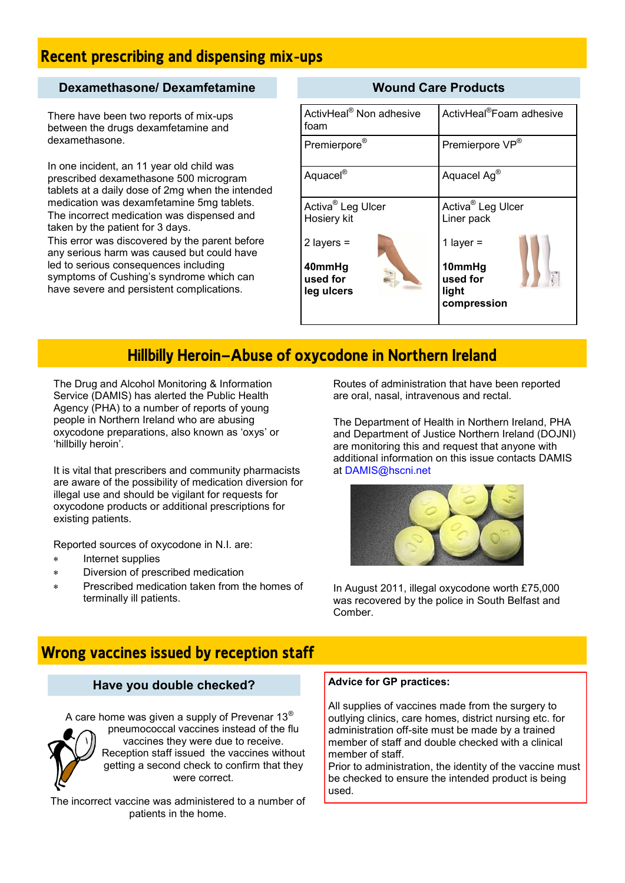# Recent prescribing and dispensing mix-ups

## Dexamethasone/ Dexamfetamine

There have been two reports of mix-ups between the drugs dexamfetamine and dexamethasone.

In one incident, an 11 year old child was prescribed dexamethasone 500 microgram tablets at a daily dose of 2mg when the intended medication was dexamfetamine 5mg tablets. The incorrect medication was dispensed and taken by the patient for 3 days.
This error was discovered by the parent before any serious harm was caused but could have led to serious consequences including symptoms of Cushing's syndrome which can have severe and persistent complications.

## Wound Care Products

| | |
|---|---|
| ActivHeal® Non adhesive foam | ActivHeal® Foam adhesive |
| Premierpore® | Premierpore VP® |
| Aquacel® | Aquacel Ag® |
| Activa® Leg Ulcer Hosiery kit<br><br>2 layers =<br><br>**40mmHg used for leg ulcers** | Activa® Leg Ulcer Liner pack<br><br>1 layer =<br><br>**10mmHg used for light compression** |

# Hillbilly Heroin–Abuse of oxycodone in Northern Ireland

The Drug and Alcohol Monitoring & Information Service (DAMIS) has alerted the Public Health Agency (PHA) to a number of reports of young people in Northern Ireland who are abusing oxycodone preparations, also known as 'oxys' or 'hillbilly heroin'.

It is vital that prescribers and community pharmacists are aware of the possibility of medication diversion for illegal use and should be vigilant for requests for oxycodone products or additional prescriptions for existing patients.

Reported sources of oxycodone in N.I. are:

* Internet supplies
* Diversion of prescribed medication
* Prescribed medication taken from the homes of terminally ill patients.

Routes of administration that have been reported are oral, nasal, intravenous and rectal.

The Department of Health in Northern Ireland, PHA and Department of Justice Northern Ireland (DOJNI) are monitoring this and request that anyone with additional information on this issue contacts DAMIS at DAMIS@hscni.net

In August 2011, illegal oxycodone worth £75,000 was recovered by the police in South Belfast and Comber.

# Wrong vaccines issued by reception staff

## Have you double checked?

A care home was given a supply of Prevenar 13® pneumococcal vaccines instead of the flu vaccines they were due to receive. Reception staff issued the vaccines without getting a second check to confirm that they were correct.

The incorrect vaccine was administered to a number of patients in the home.

**Advice for GP practices:**

All supplies of vaccines made from the surgery to outlying clinics, care homes, district nursing etc. for administration off-site must be made by a trained member of staff and double checked with a clinical member of staff.
Prior to administration, the identity of the vaccine must be checked to ensure the intended product is being used.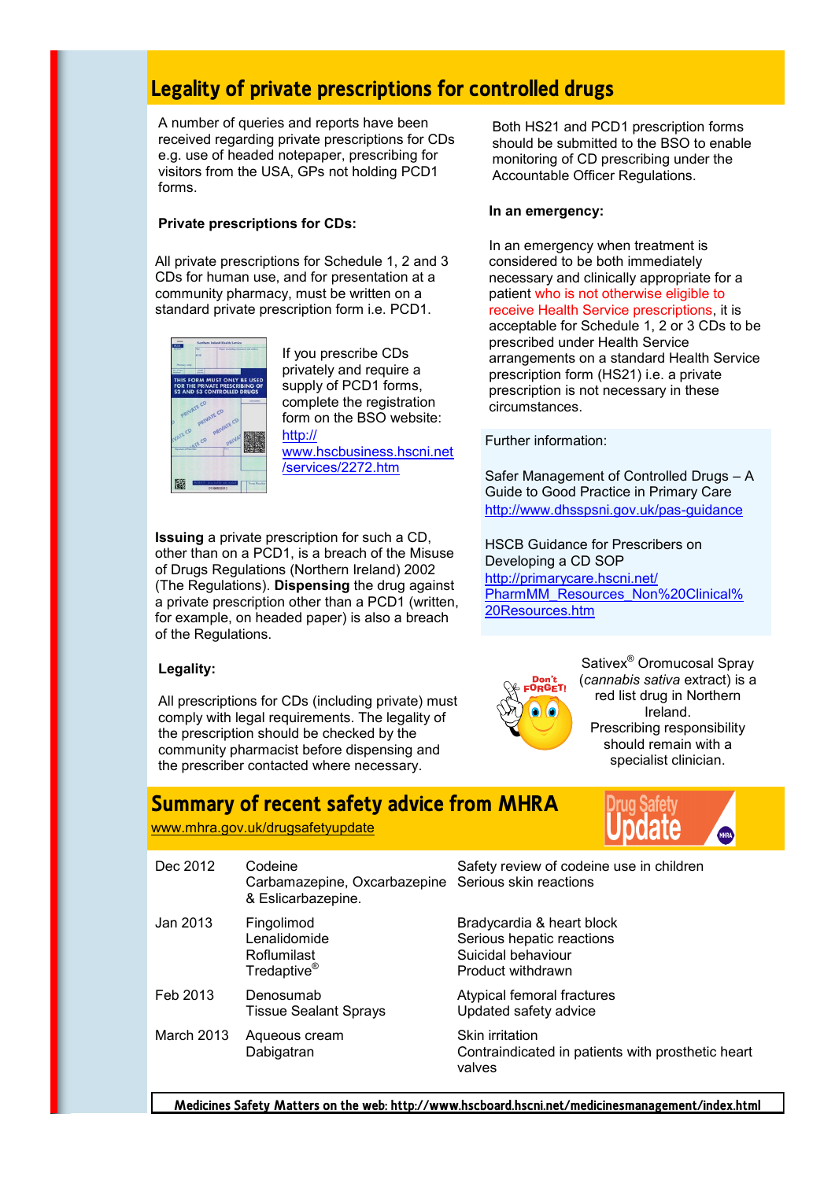## Legality of private prescriptions for controlled drugs

A number of queries and reports have been received regarding private prescriptions for CDs e.g. use of headed notepaper, prescribing for visitors from the USA, GPs not holding PCD1 forms.

**Private prescriptions for CDs:**

All private prescriptions for Schedule 1, 2 and 3 CDs for human use, and for presentation at a community pharmacy, must be written on a standard private prescription form i.e. PCD1.

If you prescribe CDs privately and require a supply of PCD1 forms, complete the registration form on the BSO website: http://www.hscbusiness.hscni.net/services/2272.htm

**Issuing** a private prescription for such a CD, other than on a PCD1, is a breach of the Misuse of Drugs Regulations (Northern Ireland) 2002 (The Regulations). **Dispensing** the drug against a private prescription other than a PCD1 (written, for example, on headed paper) is also a breach of the Regulations.

**Legality:**

All prescriptions for CDs (including private) must comply with legal requirements. The legality of the prescription should be checked by the community pharmacist before dispensing and the prescriber contacted where necessary.

Both HS21 and PCD1 prescription forms should be submitted to the BSO to enable monitoring of CD prescribing under the Accountable Officer Regulations.

**In an emergency:**

In an emergency when treatment is considered to be both immediately necessary and clinically appropriate for a patient who is not otherwise eligible to receive Health Service prescriptions, it is acceptable for Schedule 1, 2 or 3 CDs to be prescribed under Health Service arrangements on a standard Health Service prescription form (HS21) i.e. a private prescription is not necessary in these circumstances.

Further information:

Safer Management of Controlled Drugs – A Guide to Good Practice in Primary Care
http://www.dhsspsni.gov.uk/pas-guidance

HSCB Guidance for Prescribers on Developing a CD SOP
http://primarycare.hscni.net/PharmMM_Resources_Non%20Clinical%20Resources.htm

Don't FORGET!

Sativex® Oromucosal Spray (*cannabis sativa* extract) is a red list drug in Northern Ireland. Prescribing responsibility should remain with a specialist clinician.

## Summary of recent safety advice from MHRA

www.mhra.gov.uk/drugsafetyupdate

| | | |
|---|---|---|
| Dec 2012 | Codeine<br>Carbamazepine, Oxcarbazepine & Eslicarbazepine. | Safety review of codeine use in children<br>Serious skin reactions |
| Jan 2013 | Fingolimod<br>Lenalidomide<br>Roflumilast<br>Tredaptive® | Bradycardia & heart block<br>Serious hepatic reactions<br>Suicidal behaviour<br>Product withdrawn |
| Feb 2013 | Denosumab<br>Tissue Sealant Sprays | Atypical femoral fractures<br>Updated safety advice |
| March 2013 | Aqueous cream<br>Dabigatran | Skin irritation<br>Contraindicated in patients with prosthetic heart valves |

**Medicines Safety Matters on the web: http://www.hscboard.hscni.net/medicinesmanagement/index.html**